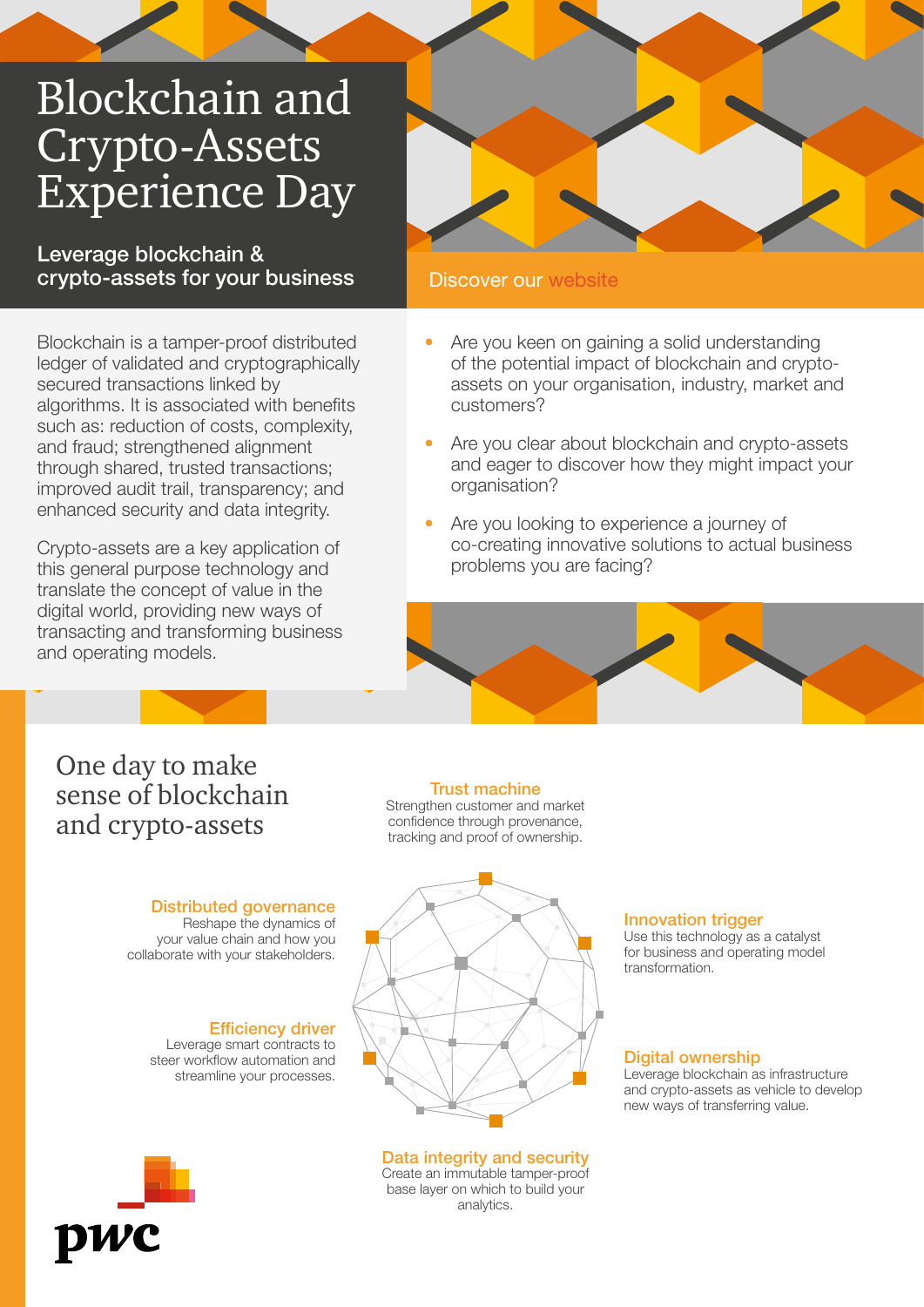# Blockchain and Crypto-Assets Experience Day

## Leverage blockchain & crypto-assets for your business

Discover our website

Blockchain is a tamper-proof distributed ledger of validated and cryptographically secured transactions linked by algorithms. It is associated with benefits such as: reduction of costs, complexity, and fraud; strengthened alignment through shared, trusted transactions; improved audit trail, transparency; and enhanced security and data integrity.

Crypto-assets are a key application of this general purpose technology and translate the concept of value in the digital world, providing new ways of transacting and transforming business and operating models.

- Are you keen on gaining a solid understanding of the potential impact of blockchain and crypto-assets on your organisation, industry, market and customers?
- Are you clear about blockchain and crypto-assets and eager to discover how they might impact your organisation?
- Are you looking to experience a journey of co-creating innovative solutions to actual business problems you are facing?

## One day to make sense of blockchain and crypto-assets

**Trust machine**
Strengthen customer and market confidence through provenance, tracking and proof of ownership.

**Distributed governance**
Reshape the dynamics of your value chain and how you collaborate with your stakeholders.

**Innovation trigger**
Use this technology as a catalyst for business and operating model transformation.

**Efficiency driver**
Leverage smart contracts to steer workflow automation and streamline your processes.

**Digital ownership**
Leverage blockchain as infrastructure and crypto-assets as vehicle to develop new ways of transferring value.

**Data integrity and security**
Create an immutable tamper-proof base layer on which to build your analytics.

pwc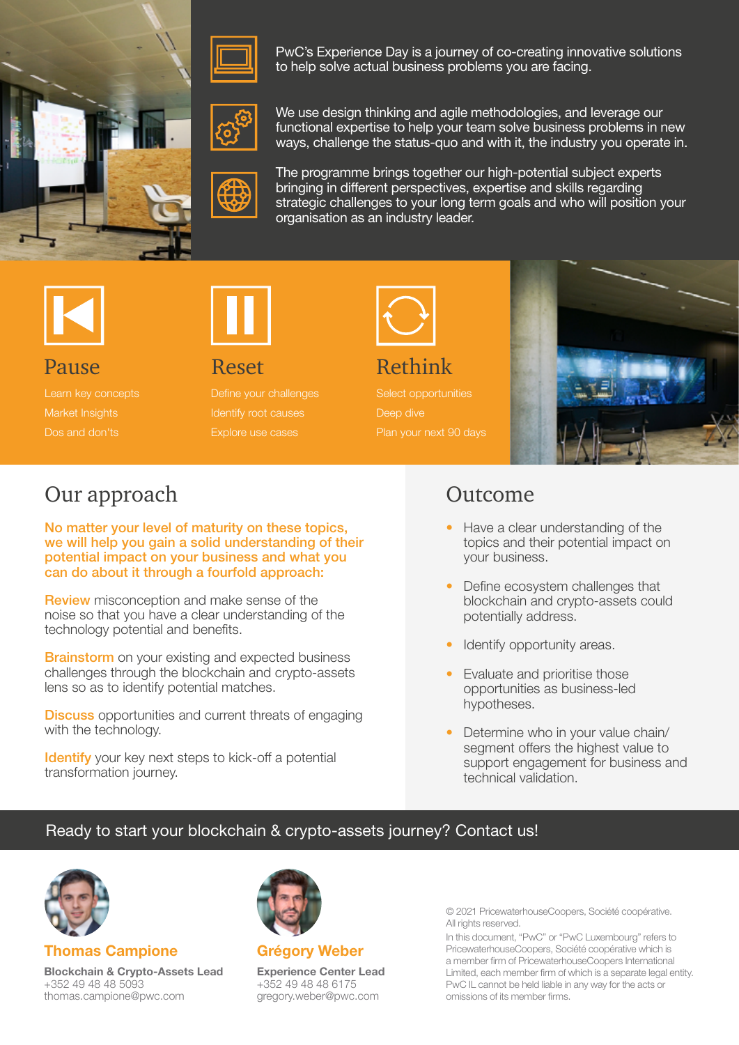PwC's Experience Day is a journey of co-creating innovative solutions to help solve actual business problems you are facing.

We use design thinking and agile methodologies, and leverage our functional expertise to help your team solve business problems in new ways, challenge the status-quo and with it, the industry you operate in.

The programme brings together our high-potential subject experts bringing in different perspectives, expertise and skills regarding strategic challenges to your long term goals and who will position your organisation as an industry leader.

### Pause

- Learn key concepts
- Market Insights
- Dos and don'ts

### Reset

- Define your challenges
- Identify root causes
- Explore use cases

### Rethink

- Select opportunities
- Deep dive
- Plan your next 90 days

## Our approach

**No matter your level of maturity on these topics, we will help you gain a solid understanding of their potential impact on your business and what you can do about it through a fourfold approach:**

**Review** misconception and make sense of the noise so that you have a clear understanding of the technology potential and benefits.

**Brainstorm** on your existing and expected business challenges through the blockchain and crypto-assets lens so as to identify potential matches.

**Discuss** opportunities and current threats of engaging with the technology.

**Identify** your key next steps to kick-off a potential transformation journey.

## Outcome

- Have a clear understanding of the topics and their potential impact on your business.
- Define ecosystem challenges that blockchain and crypto-assets could potentially address.
- Identify opportunity areas.
- Evaluate and prioritise those opportunities as business-led hypotheses.
- Determine who in your value chain/ segment offers the highest value to support engagement for business and technical validation.

## Ready to start your blockchain & crypto-assets journey? Contact us!

**Thomas Campione**
**Blockchain & Crypto-Assets Lead**
+352 49 48 48 5093
thomas.campione@pwc.com

**Grégory Weber**
**Experience Center Lead**
+352 49 48 48 6175
gregory.weber@pwc.com

© 2021 PricewaterhouseCoopers, Société coopérative. All rights reserved.
In this document, "PwC" or "PwC Luxembourg" refers to PricewaterhouseCoopers, Société coopérative which is a member firm of PricewaterhouseCoopers International Limited, each member firm of which is a separate legal entity. PwC IL cannot be held liable in any way for the acts or omissions of its member firms.